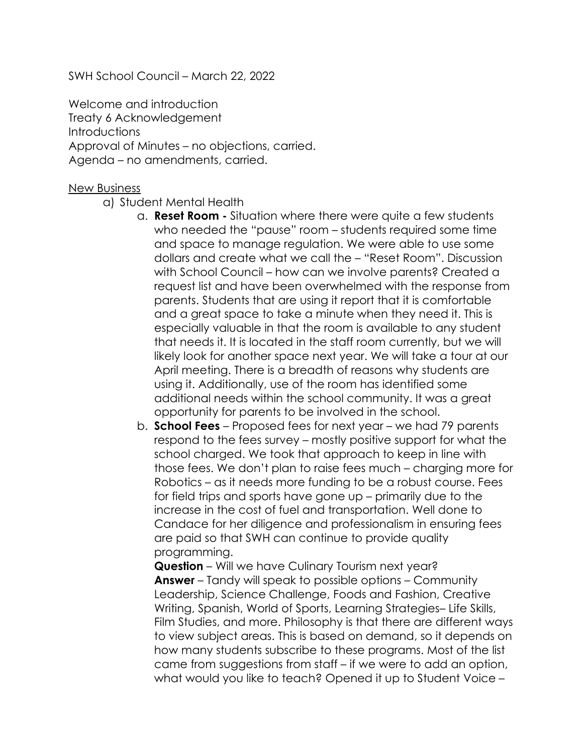SWH School Council – March 22, 2022

Welcome and introduction
Treaty 6 Acknowledgement
Introductions
Approval of Minutes – no objections, carried.
Agenda – no amendments, carried.

<u>New Business</u>

a) Student Mental Health
   a. **Reset Room -** Situation where there were quite a few students who needed the "pause" room – students required some time and space to manage regulation. We were able to use some dollars and create what we call the – "Reset Room". Discussion with School Council – how can we involve parents? Created a request list and have been overwhelmed with the response from parents. Students that are using it report that it is comfortable and a great space to take a minute when they need it. This is especially valuable in that the room is available to any student that needs it. It is located in the staff room currently, but we will likely look for another space next year. We will take a tour at our April meeting. There is a breadth of reasons why students are using it. Additionally, use of the room has identified some additional needs within the school community. It was a great opportunity for parents to be involved in the school.
   b. **School Fees** – Proposed fees for next year – we had 79 parents respond to the fees survey – mostly positive support for what the school charged. We took that approach to keep in line with those fees. We don't plan to raise fees much – charging more for Robotics – as it needs more funding to be a robust course. Fees for field trips and sports have gone up – primarily due to the increase in the cost of fuel and transportation. Well done to Candace for her diligence and professionalism in ensuring fees are paid so that SWH can continue to provide quality programming.
   **Question** – Will we have Culinary Tourism next year?
   **Answer** – Tandy will speak to possible options – Community Leadership, Science Challenge, Foods and Fashion, Creative Writing, Spanish, World of Sports, Learning Strategies– Life Skills, Film Studies, and more. Philosophy is that there are different ways to view subject areas. This is based on demand, so it depends on how many students subscribe to these programs. Most of the list came from suggestions from staff – if we were to add an option, what would you like to teach? Opened it up to Student Voice –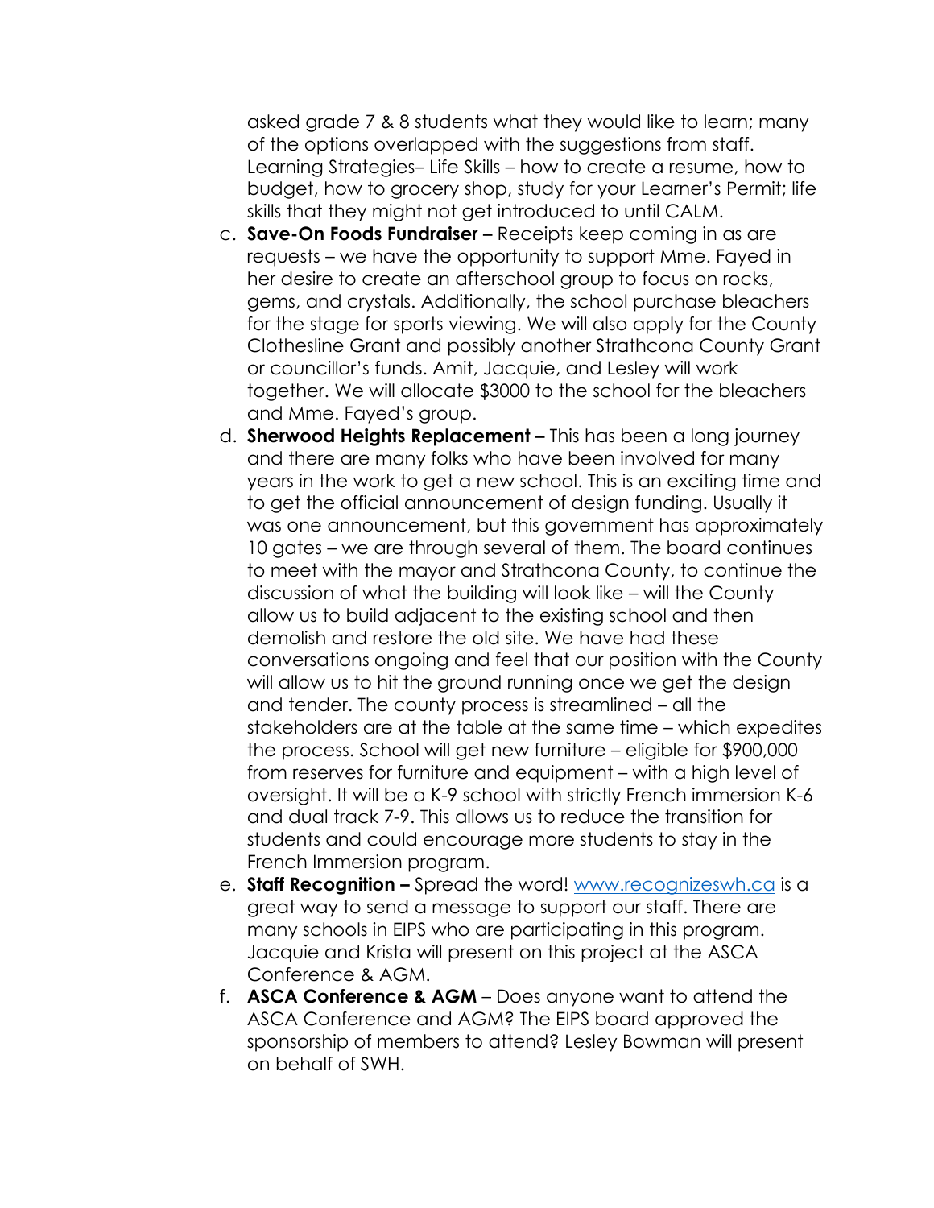asked grade 7 & 8 students what they would like to learn; many of the options overlapped with the suggestions from staff. Learning Strategies– Life Skills – how to create a resume, how to budget, how to grocery shop, study for your Learner's Permit; life skills that they might not get introduced to until CALM.

c. **Save-On Foods Fundraiser –** Receipts keep coming in as are requests – we have the opportunity to support Mme. Fayed in her desire to create an afterschool group to focus on rocks, gems, and crystals. Additionally, the school purchase bleachers for the stage for sports viewing. We will also apply for the County Clothesline Grant and possibly another Strathcona County Grant or councillor's funds. Amit, Jacquie, and Lesley will work together. We will allocate $3000 to the school for the bleachers and Mme. Fayed's group.

d. **Sherwood Heights Replacement –** This has been a long journey and there are many folks who have been involved for many years in the work to get a new school. This is an exciting time and to get the official announcement of design funding. Usually it was one announcement, but this government has approximately 10 gates – we are through several of them. The board continues to meet with the mayor and Strathcona County, to continue the discussion of what the building will look like – will the County allow us to build adjacent to the existing school and then demolish and restore the old site. We have had these conversations ongoing and feel that our position with the County will allow us to hit the ground running once we get the design and tender. The county process is streamlined – all the stakeholders are at the table at the same time – which expedites the process. School will get new furniture – eligible for $900,000 from reserves for furniture and equipment – with a high level of oversight. It will be a K-9 school with strictly French immersion K-6 and dual track 7-9. This allows us to reduce the transition for students and could encourage more students to stay in the French Immersion program.

e. **Staff Recognition –** Spread the word! [www.recognizeswh.ca](www.recognizeswh.ca) is a great way to send a message to support our staff. There are many schools in EIPS who are participating in this program. Jacquie and Krista will present on this project at the ASCA Conference & AGM.

f. **ASCA Conference & AGM** – Does anyone want to attend the ASCA Conference and AGM? The EIPS board approved the sponsorship of members to attend? Lesley Bowman will present on behalf of SWH.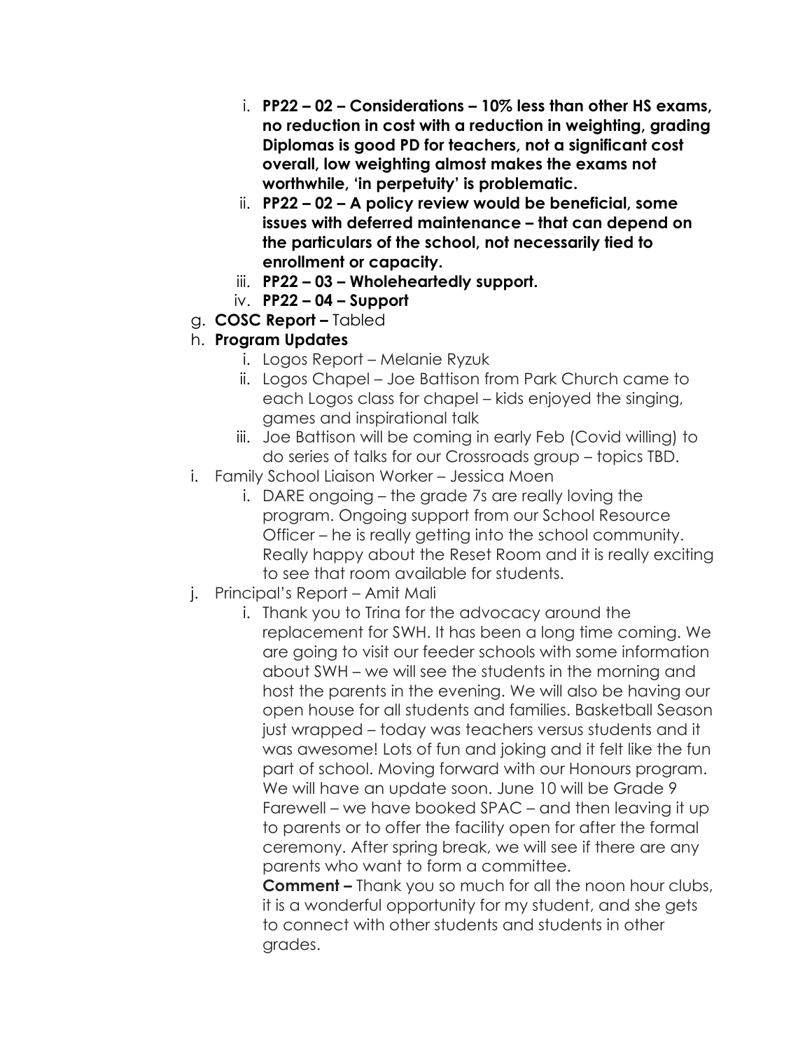i. **PP22 – 02 – Considerations – 10% less than other HS exams, no reduction in cost with a reduction in weighting, grading Diplomas is good PD for teachers, not a significant cost overall, low weighting almost makes the exams not worthwhile, 'in perpetuity' is problematic.**
   ii. **PP22 – 02 – A policy review would be beneficial, some issues with deferred maintenance – that can depend on the particulars of the school, not necessarily tied to enrollment or capacity.**
   iii. **PP22 – 03 – Wholeheartedly support.**
   iv. **PP22 – 04 – Support**

g. **COSC Report –** Tabled

h. **Program Updates**
   i. Logos Report – Melanie Ryzuk
   ii. Logos Chapel – Joe Battison from Park Church came to each Logos class for chapel – kids enjoyed the singing, games and inspirational talk
   iii. Joe Battison will be coming in early Feb (Covid willing) to do series of talks for our Crossroads group – topics TBD.

i. Family School Liaison Worker – Jessica Moen
   i. DARE ongoing – the grade 7s are really loving the program. Ongoing support from our School Resource Officer – he is really getting into the school community. Really happy about the Reset Room and it is really exciting to see that room available for students.

j. Principal's Report – Amit Mali
   i. Thank you to Trina for the advocacy around the replacement for SWH. It has been a long time coming. We are going to visit our feeder schools with some information about SWH – we will see the students in the morning and host the parents in the evening. We will also be having our open house for all students and families. Basketball Season just wrapped – today was teachers versus students and it was awesome! Lots of fun and joking and it felt like the fun part of school. Moving forward with our Honours program. We will have an update soon. June 10 will be Grade 9 Farewell – we have booked SPAC – and then leaving it up to parents or to offer the facility open for after the formal ceremony. After spring break, we will see if there are any parents who want to form a committee.

   **Comment –** Thank you so much for all the noon hour clubs, it is a wonderful opportunity for my student, and she gets to connect with other students and students in other grades.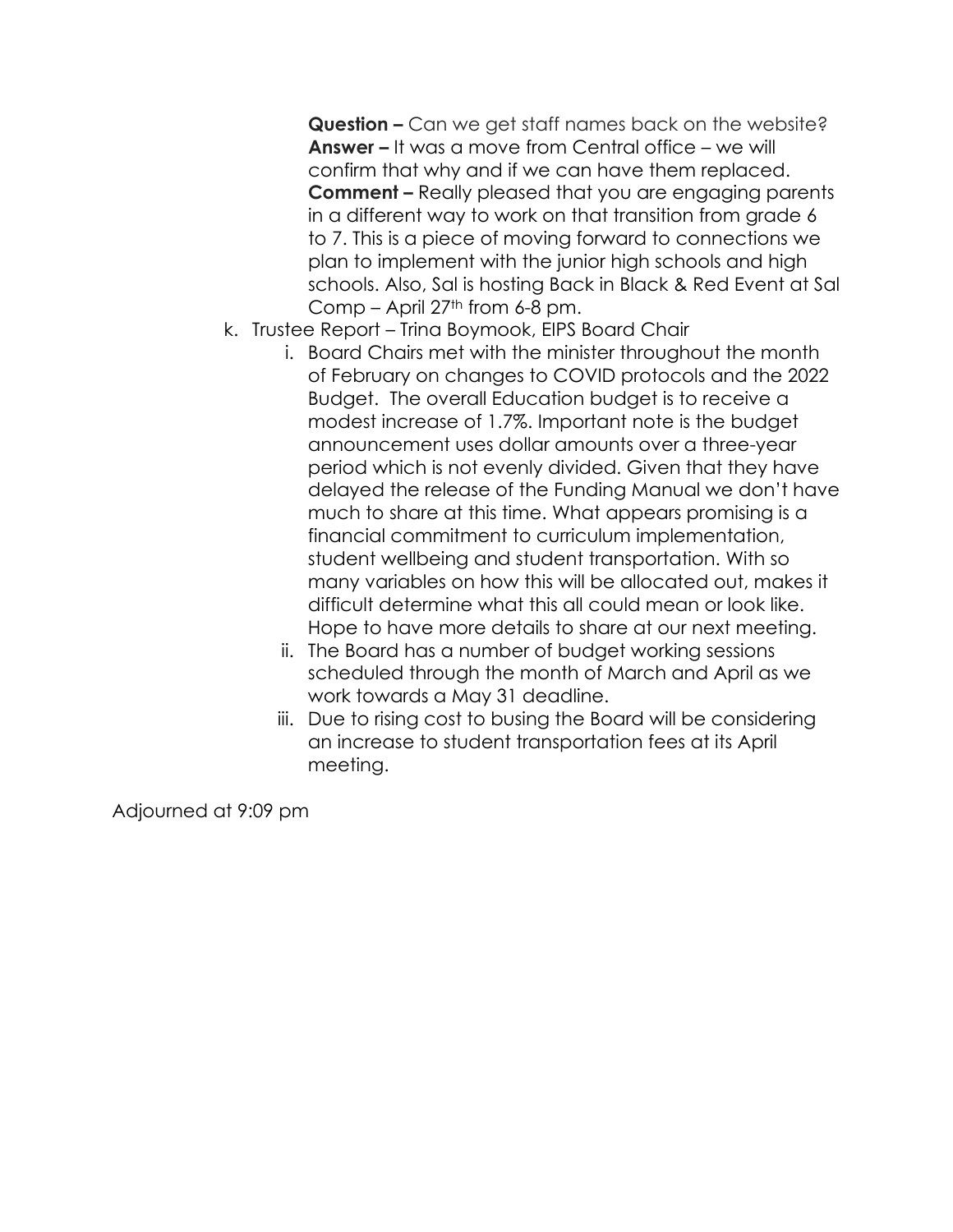**Question –** Can we get staff names back on the website?
**Answer –** It was a move from Central office – we will confirm that why and if we can have them replaced.
**Comment –** Really pleased that you are engaging parents in a different way to work on that transition from grade 6 to 7. This is a piece of moving forward to connections we plan to implement with the junior high schools and high schools. Also, Sal is hosting Back in Black & Red Event at Sal Comp – April 27th from 6-8 pm.

k. Trustee Report – Trina Boymook, EIPS Board Chair
   i. Board Chairs met with the minister throughout the month of February on changes to COVID protocols and the 2022 Budget. The overall Education budget is to receive a modest increase of 1.7%. Important note is the budget announcement uses dollar amounts over a three-year period which is not evenly divided. Given that they have delayed the release of the Funding Manual we don't have much to share at this time. What appears promising is a financial commitment to curriculum implementation, student wellbeing and student transportation. With so many variables on how this will be allocated out, makes it difficult determine what this all could mean or look like. Hope to have more details to share at our next meeting.
   ii. The Board has a number of budget working sessions scheduled through the month of March and April as we work towards a May 31 deadline.
   iii. Due to rising cost to busing the Board will be considering an increase to student transportation fees at its April meeting.

Adjourned at 9:09 pm